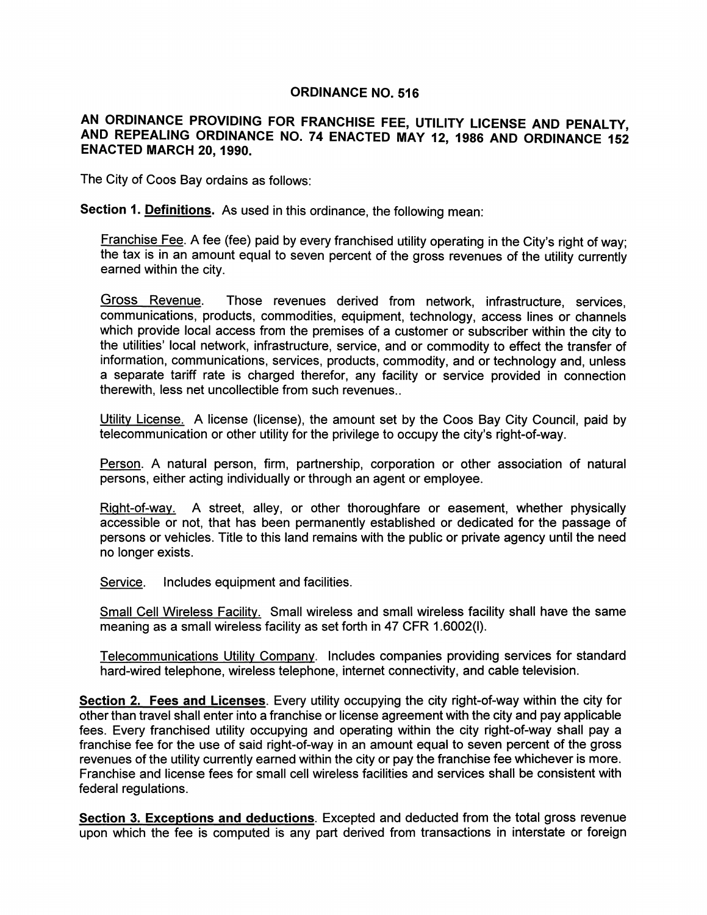# ORDINANCE NO. 516

## AN ORDINANCE PROVIDING FOR FRANCHISE FEE, UTILITY LICENSE AND PENALTY, AND REPEALING ORDINANCE NO. 74 ENACTED MAY 12, 1986 AND ORDINANCE 152 ENACTED MARCH 20, 1990.

The City of Coos Bay ordains as follows:

**Section 1. Definitions.** As used in this ordinance, the following mean:

Franchise Fee. A fee (fee) paid by every franchised utility operating in the City's right of way; the tax is in an amount equal to seven percent of the gross revenues of the utility currently earned within the city.

Gross Revenue. Those revenues derived from network, infrastructure, services, communications, products, commodities, equipment, technology, access lines or channels which provide local access from the premises of a customer or subscriber within the city to the utilities' local network, infrastructure, service, and or commodity to effect the transfer of information, communications, services, products, commodity, and or technology and, unless a separate tariff rate is charged therefor, any facility or service provided in connection therewith, less net uncollectible from such revenues..

Utility License. A license (license), the amount set by the Coos Bay City Council, paid by telecommunication or other utility for the privilege to occupy the city's right-of-way.

Person. A natural person, firm, partnership, corporation or other association of natural persons, either acting individually or through an agent or employee.

Right-of-way. A street, alley, or other thoroughfare or easement, whether physically accessible or not, that has been permanently established or dedicated for the passage of persons or vehicles. Title to this land remains with the public or private agency until the need no longer exists.

Service. Includes equipment and facilities.

Small Cell Wireless Facility. Small wireless and small wireless facility shall have the same meaning as a small wireless facility as set forth in 47 CFR 1.6002(l).

Telecommunications Utility Company. Includes companies providing services for standard hard-wired telephone, wireless telephone, internet connectivity, and cable television.

**Section 2. Fees and Licenses**. Every utility occupying the city right-of-way within the city for other than travel shall enter into a franchise or license agreement with the city and pay applicable fees. Every franchised utility occupying and operating within the city right-of-way shall pay a franchise fee for the use of said right-of-way in an amount equal to seven percent of the gross revenues of the utility currently earned within the city or pay the franchise fee whichever is more. Franchise and license fees for small cell wireless facilities and services shall be consistent with federal regulations.

**Section 3. Exceptions and deductions**. Excepted and deducted from the total gross revenue upon which the fee is computed is any part derived from transactions in interstate or foreign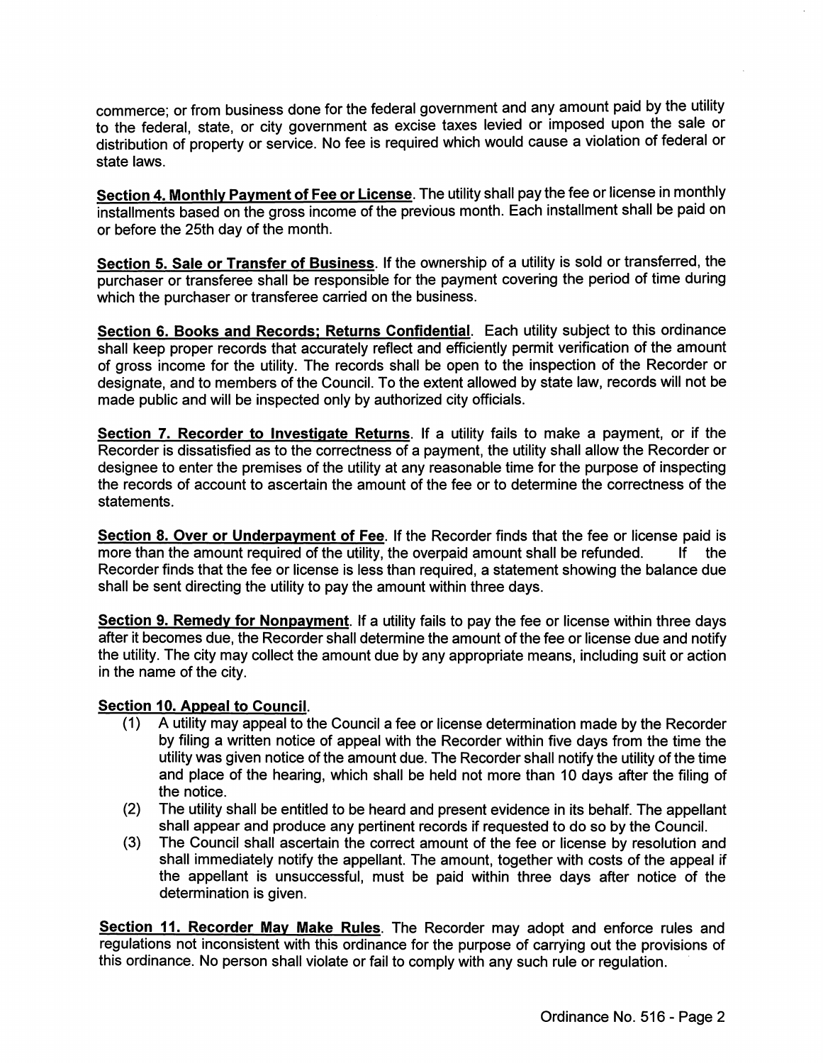commerce; or from business done for the federal government and any amount paid by the utility to the federal, state, or city government as excise taxes levied or imposed upon the sale or distribution of property or service. No fee is required which would cause a violation of federal or state laws.

**Section 4. Monthly Payment of Fee or License**. The utility shall pay the fee or license in monthly installments based on the gross income of the previous month. Each installment shall be paid on or before the 25th day of the month.

**Section 5. Sale or Transfer of Business**. If the ownership of a utility is sold or transferred, the purchaser or transferee shall be responsible for the payment covering the period of time during which the purchaser or transferee carried on the business.

**Section 6. Books and Records; Returns Confidential**. Each utility subject to this ordinance shall keep proper records that accurately reflect and efficiently permit verification of the amount of gross income for the utility. The records shall be open to the inspection of the Recorder or designate, and to members of the Council. To the extent allowed by state law, records will not be made public and will be inspected only by authorized city officials.

**Section 7. Recorder to Investigate Returns**. If a utility fails to make a payment, or if the Recorder is dissatisfied as to the correctness of a payment, the utility shall allow the Recorder or designee to enter the premises of the utility at any reasonable time for the purpose of inspecting the records of account to ascertain the amount of the fee or to determine the correctness of the statements.

**Section 8. Over or Underpayment of Fee**. If the Recorder finds that the fee or license paid is more than the amount required of the utility, the overpaid amount shall be refunded. If the Recorder finds that the fee or license is less than required, a statement showing the balance due shall be sent directing the utility to pay the amount within three days.

**Section 9. Remedy for Nonpayment**. If a utility fails to pay the fee or license within three days after it becomes due, the Recorder shall determine the amount of the fee or license due and notify the utility. The city may collect the amount due by any appropriate means, including suit or action in the name of the city.

**Section 10. Appeal to Council**.

(1) A utility may appeal to the Council a fee or license determination made by the Recorder by filing a written notice of appeal with the Recorder within five days from the time the utility was given notice of the amount due. The Recorder shall notify the utility of the time and place of the hearing, which shall be held not more than 10 days after the filing of the notice.

(2) The utility shall be entitled to be heard and present evidence in its behalf. The appellant shall appear and produce any pertinent records if requested to do so by the Council.

(3) The Council shall ascertain the correct amount of the fee or license by resolution and shall immediately notify the appellant. The amount, together with costs of the appeal if the appellant is unsuccessful, must be paid within three days after notice of the determination is given.

**Section 11. Recorder May Make Rules**. The Recorder may adopt and enforce rules and regulations not inconsistent with this ordinance for the purpose of carrying out the provisions of this ordinance. No person shall violate or fail to comply with any such rule or regulation.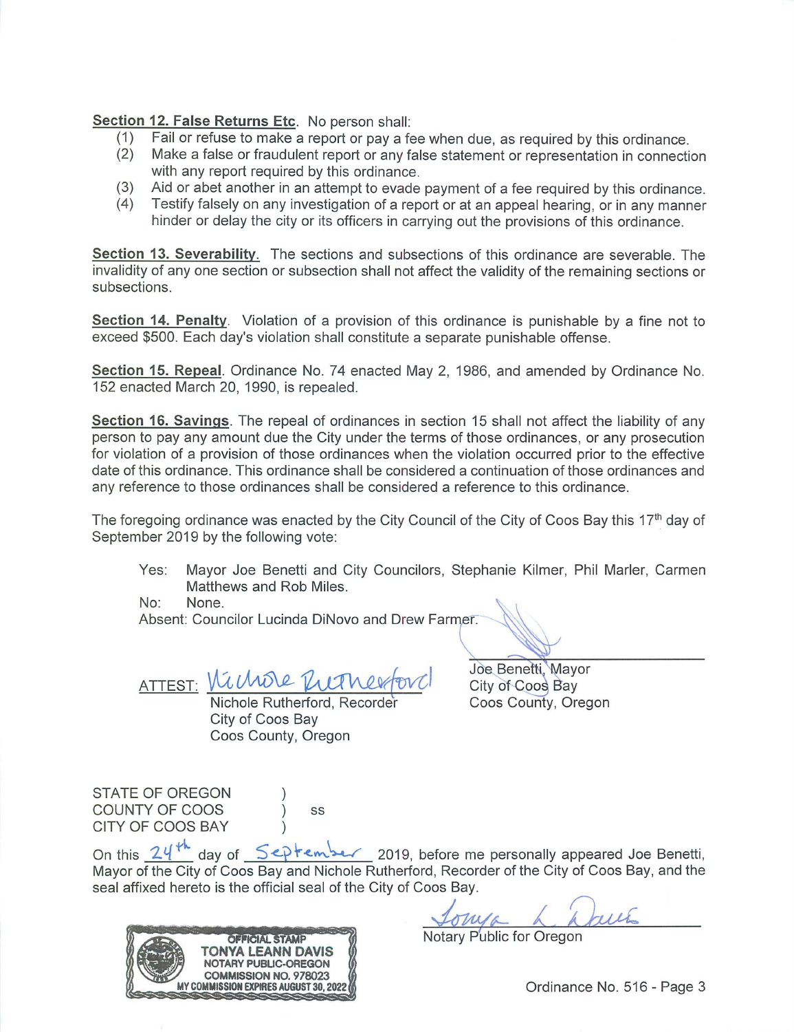**Section 12. False Returns Etc**. No person shall:

(1) Fail or refuse to make a report or pay a fee when due, as required by this ordinance.
(2) Make a false or fraudulent report or any false statement or representation in connection with any report required by this ordinance.
(3) Aid or abet another in an attempt to evade payment of a fee required by this ordinance.
(4) Testify falsely on any investigation of a report or at an appeal hearing, or in any manner hinder or delay the city or its officers in carrying out the provisions of this ordinance.

**Section 13. Severability**. The sections and subsections of this ordinance are severable. The invalidity of any one section or subsection shall not affect the validity of the remaining sections or subsections.

**Section 14. Penalty**. Violation of a provision of this ordinance is punishable by a fine not to exceed $500. Each day's violation shall constitute a separate punishable offense.

**Section 15. Repeal**. Ordinance No. 74 enacted May 2, 1986, and amended by Ordinance No. 152 enacted March 20, 1990, is repealed.

**Section 16. Savings**. The repeal of ordinances in section 15 shall not affect the liability of any person to pay any amount due the City under the terms of those ordinances, or any prosecution for violation of a provision of those ordinances when the violation occurred prior to the effective date of this ordinance. This ordinance shall be considered a continuation of those ordinances and any reference to those ordinances shall be considered a reference to this ordinance.

The foregoing ordinance was enacted by the City Council of the City of Coos Bay this 17th day of September 2019 by the following vote:

Yes: Mayor Joe Benetti and City Councilors, Stephanie Kilmer, Phil Marler, Carmen Matthews and Rob Miles.
No: None.
Absent: Councilor Lucinda DiNovo and Drew Farmer.

Joe Benetti, Mayor
City of Coos Bay
Coos County, Oregon

ATTEST: Nichole Rutherford
Nichole Rutherford, Recorder
City of Coos Bay
Coos County, Oregon

STATE OF OREGON )
COUNTY OF COOS ) ss
CITY OF COOS BAY )

On this 24th day of September 2019, before me personally appeared Joe Benetti, Mayor of the City of Coos Bay and Nichole Rutherford, Recorder of the City of Coos Bay, and the seal affixed hereto is the official seal of the City of Coos Bay.

Tonya L. Davis
Notary Public for Oregon

OFFICIAL STAMP
TONYA LEANN DAVIS
NOTARY PUBLIC-OREGON
COMMISSION NO. 978023
MY COMMISSION EXPIRES AUGUST 30, 2022

Ordinance No. 516 - Page 3